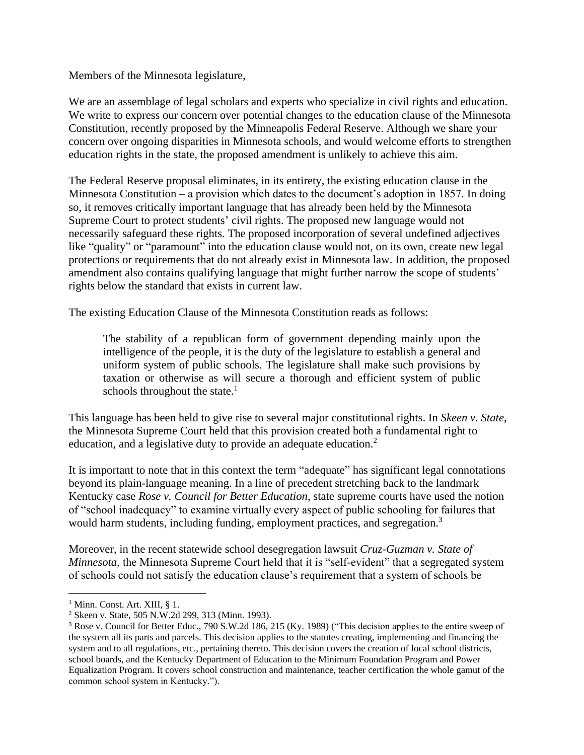Members of the Minnesota legislature,

We are an assemblage of legal scholars and experts who specialize in civil rights and education. We write to express our concern over potential changes to the education clause of the Minnesota Constitution, recently proposed by the Minneapolis Federal Reserve. Although we share your concern over ongoing disparities in Minnesota schools, and would welcome efforts to strengthen education rights in the state, the proposed amendment is unlikely to achieve this aim.

The Federal Reserve proposal eliminates, in its entirety, the existing education clause in the Minnesota Constitution – a provision which dates to the document's adoption in 1857. In doing so, it removes critically important language that has already been held by the Minnesota Supreme Court to protect students' civil rights. The proposed new language would not necessarily safeguard these rights. The proposed incorporation of several undefined adjectives like "quality" or "paramount" into the education clause would not, on its own, create new legal protections or requirements that do not already exist in Minnesota law. In addition, the proposed amendment also contains qualifying language that might further narrow the scope of students' rights below the standard that exists in current law.

The existing Education Clause of the Minnesota Constitution reads as follows:

> The stability of a republican form of government depending mainly upon the intelligence of the people, it is the duty of the legislature to establish a general and uniform system of public schools. The legislature shall make such provisions by taxation or otherwise as will secure a thorough and efficient system of public schools throughout the state.[1]

This language has been held to give rise to several major constitutional rights. In *Skeen v. State,* the Minnesota Supreme Court held that this provision created both a fundamental right to education, and a legislative duty to provide an adequate education.[2]

It is important to note that in this context the term "adequate" has significant legal connotations beyond its plain-language meaning. In a line of precedent stretching back to the landmark Kentucky case *Rose v. Council for Better Education*, state supreme courts have used the notion of "school inadequacy" to examine virtually every aspect of public schooling for failures that would harm students, including funding, employment practices, and segregation.[3]

Moreover, in the recent statewide school desegregation lawsuit *Cruz-Guzman v. State of Minnesota*, the Minnesota Supreme Court held that it is "self-evident" that a segregated system of schools could not satisfy the education clause's requirement that a system of schools be

---

[1] Minn. Const. Art. XIII, § 1.

[2] Skeen v. State, 505 N.W.2d 299, 313 (Minn. 1993).

[3] Rose v. Council for Better Educ., 790 S.W.2d 186, 215 (Ky. 1989) ("This decision applies to the entire sweep of the system all its parts and parcels. This decision applies to the statutes creating, implementing and financing the system and to all regulations, etc., pertaining thereto. This decision covers the creation of local school districts, school boards, and the Kentucky Department of Education to the Minimum Foundation Program and Power Equalization Program. It covers school construction and maintenance, teacher certification the whole gamut of the common school system in Kentucky.").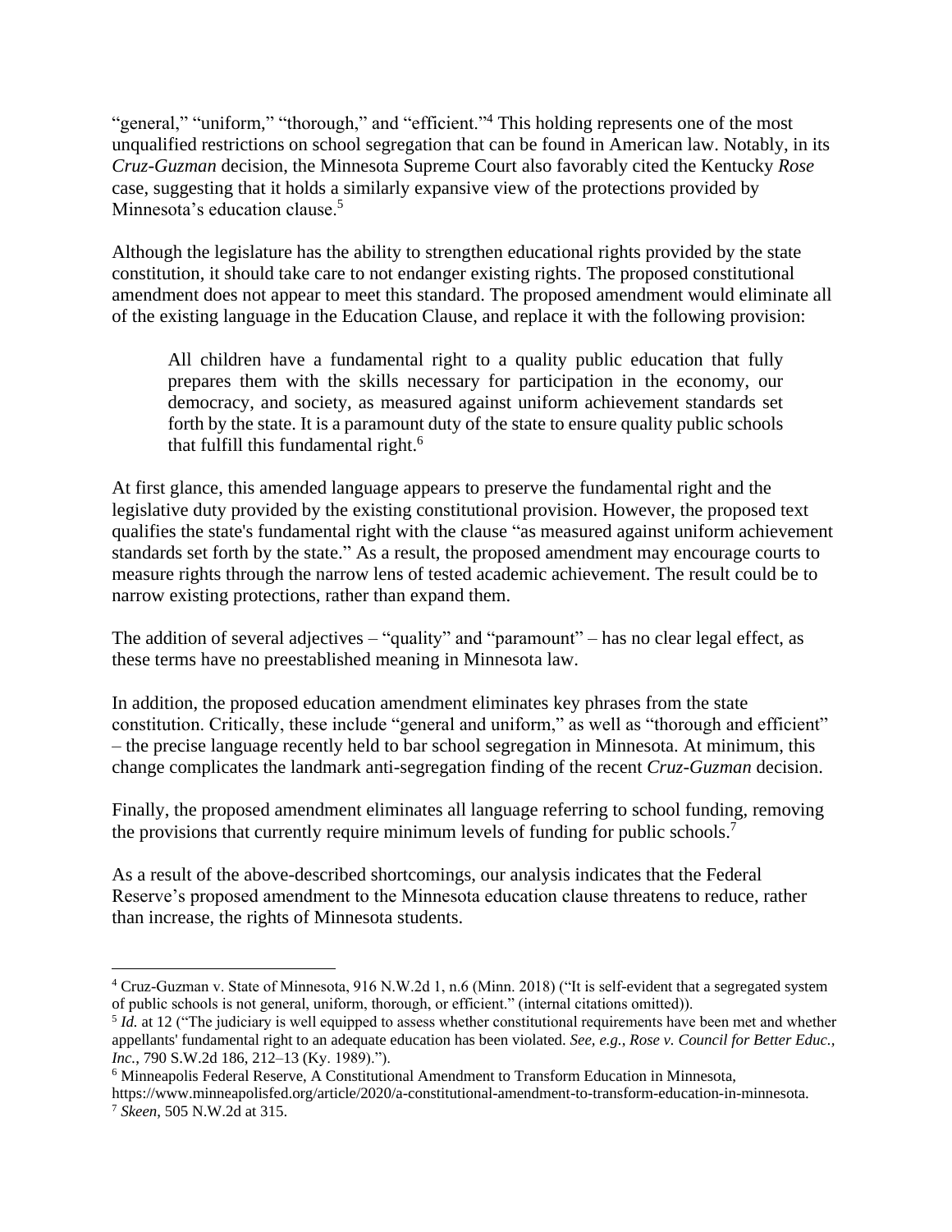"general," "uniform," "thorough," and "efficient."[4] This holding represents one of the most unqualified restrictions on school segregation that can be found in American law. Notably, in its *Cruz-Guzman* decision, the Minnesota Supreme Court also favorably cited the Kentucky *Rose* case, suggesting that it holds a similarly expansive view of the protections provided by Minnesota's education clause.[5]

Although the legislature has the ability to strengthen educational rights provided by the state constitution, it should take care to not endanger existing rights. The proposed constitutional amendment does not appear to meet this standard. The proposed amendment would eliminate all of the existing language in the Education Clause, and replace it with the following provision:

> All children have a fundamental right to a quality public education that fully prepares them with the skills necessary for participation in the economy, our democracy, and society, as measured against uniform achievement standards set forth by the state. It is a paramount duty of the state to ensure quality public schools that fulfill this fundamental right.[6]

At first glance, this amended language appears to preserve the fundamental right and the legislative duty provided by the existing constitutional provision. However, the proposed text qualifies the state's fundamental right with the clause "as measured against uniform achievement standards set forth by the state." As a result, the proposed amendment may encourage courts to measure rights through the narrow lens of tested academic achievement. The result could be to narrow existing protections, rather than expand them.

The addition of several adjectives – "quality" and "paramount" – has no clear legal effect, as these terms have no preestablished meaning in Minnesota law.

In addition, the proposed education amendment eliminates key phrases from the state constitution. Critically, these include "general and uniform," as well as "thorough and efficient" – the precise language recently held to bar school segregation in Minnesota. At minimum, this change complicates the landmark anti-segregation finding of the recent *Cruz-Guzman* decision.

Finally, the proposed amendment eliminates all language referring to school funding, removing the provisions that currently require minimum levels of funding for public schools.[7]

As a result of the above-described shortcomings, our analysis indicates that the Federal Reserve's proposed amendment to the Minnesota education clause threatens to reduce, rather than increase, the rights of Minnesota students.

---

[4] Cruz-Guzman v. State of Minnesota, 916 N.W.2d 1, n.6 (Minn. 2018) ("It is self-evident that a segregated system of public schools is not general, uniform, thorough, or efficient." (internal citations omitted)).

[5] *Id.* at 12 ("The judiciary is well equipped to assess whether constitutional requirements have been met and whether appellants' fundamental right to an adequate education has been violated. *See, e.g., Rose v. Council for Better Educ., Inc.*, 790 S.W.2d 186, 212–13 (Ky. 1989).").

[6] Minneapolis Federal Reserve, A Constitutional Amendment to Transform Education in Minnesota, https://www.minneapolisfed.org/article/2020/a-constitutional-amendment-to-transform-education-in-minnesota.

[7] *Skeen*, 505 N.W.2d at 315.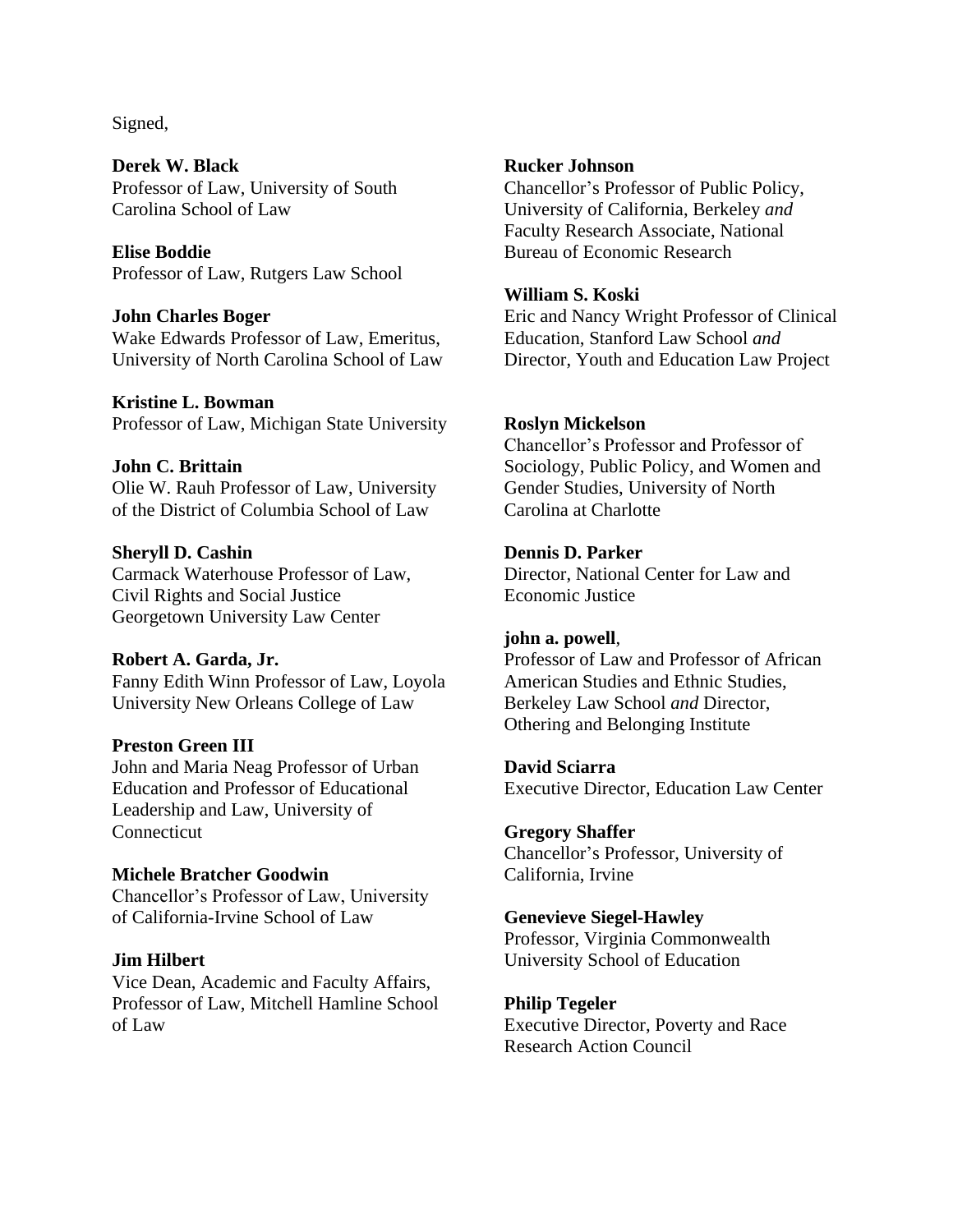Signed,

**Derek W. Black**
Professor of Law, University of South Carolina School of Law

**Elise Boddie**
Professor of Law, Rutgers Law School

**John Charles Boger**
Wake Edwards Professor of Law, Emeritus, University of North Carolina School of Law

**Kristine L. Bowman**
Professor of Law, Michigan State University

**John C. Brittain**
Olie W. Rauh Professor of Law, University of the District of Columbia School of Law

**Sheryll D. Cashin**
Carmack Waterhouse Professor of Law, Civil Rights and Social Justice Georgetown University Law Center

**Robert A. Garda, Jr.**
Fanny Edith Winn Professor of Law, Loyola University New Orleans College of Law

**Preston Green III**
John and Maria Neag Professor of Urban Education and Professor of Educational Leadership and Law, University of Connecticut

**Michele Bratcher Goodwin**
Chancellor's Professor of Law, University of California-Irvine School of Law

**Jim Hilbert**
Vice Dean, Academic and Faculty Affairs, Professor of Law, Mitchell Hamline School of Law

**Rucker Johnson**
Chancellor's Professor of Public Policy, University of California, Berkeley *and* Faculty Research Associate, National Bureau of Economic Research

**William S. Koski**
Eric and Nancy Wright Professor of Clinical Education, Stanford Law School *and* Director, Youth and Education Law Project

**Roslyn Mickelson**
Chancellor's Professor and Professor of Sociology, Public Policy, and Women and Gender Studies, University of North Carolina at Charlotte

**Dennis D. Parker**
Director, National Center for Law and Economic Justice

**john a. powell**,
Professor of Law and Professor of African American Studies and Ethnic Studies, Berkeley Law School *and* Director, Othering and Belonging Institute

**David Sciarra**
Executive Director, Education Law Center

**Gregory Shaffer**
Chancellor's Professor, University of California, Irvine

**Genevieve Siegel-Hawley**
Professor, Virginia Commonwealth University School of Education

**Philip Tegeler**
Executive Director, Poverty and Race Research Action Council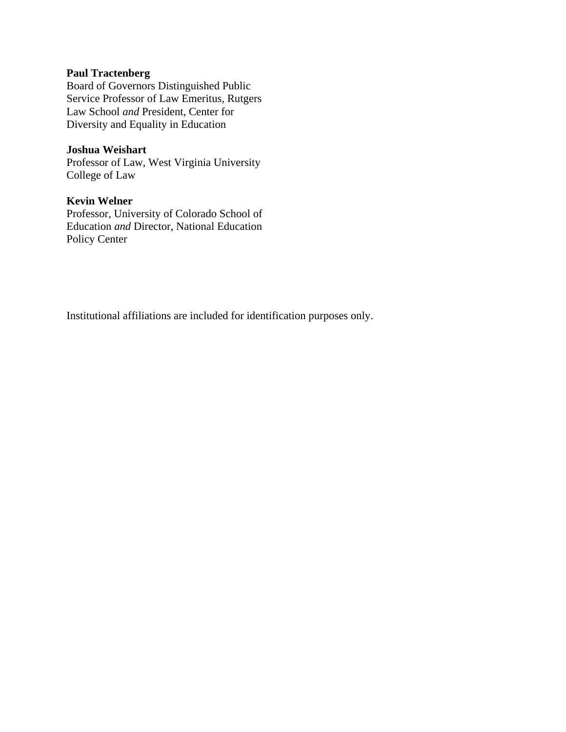**Paul Tractenberg**
Board of Governors Distinguished Public Service Professor of Law Emeritus, Rutgers Law School *and* President, Center for Diversity and Equality in Education

**Joshua Weishart**
Professor of Law, West Virginia University College of Law

**Kevin Welner**
Professor, University of Colorado School of Education *and* Director, National Education Policy Center

Institutional affiliations are included for identification purposes only.